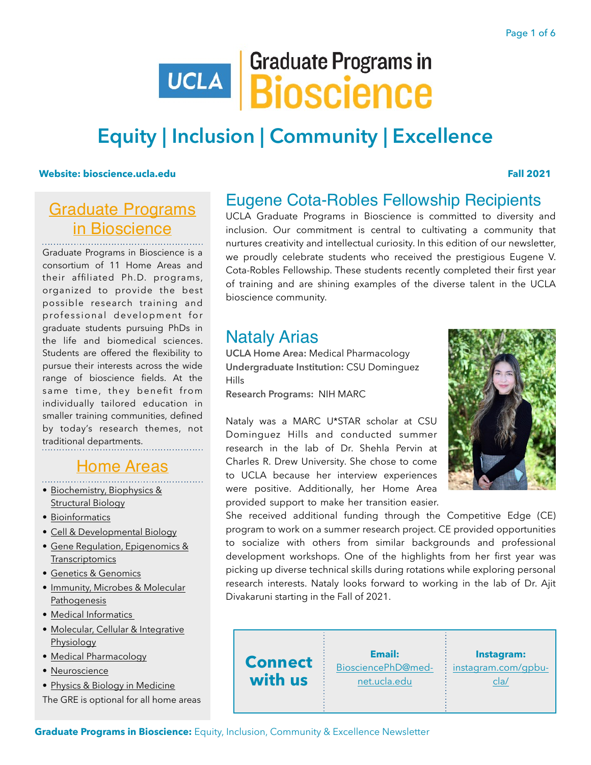# Graduate Programs in Bioscience

## Equity | Inclusion | Community | Excellence

**Website: bioscience.ucla.edu** **Fall 2021**

## Eugene Cota-Robles Fellowship Recipients

UCLA Graduate Programs in Bioscience is committed to diversity and inclusion. Our commitment is central to cultivating a community that nurtures creativity and intellectual curiosity. In this edition of our newsletter, we proudly celebrate students who received the prestigious Eugene V. Cota-Robles Fellowship. These students recently completed their first year of training and are shining examples of the diverse talent in the UCLA bioscience community.

## Nataly Arias

**UCLA Home Area:** Medical Pharmacology
**Undergraduate Institution:** CSU Dominguez Hills
**Research Programs:** NIH MARC

Nataly was a MARC U*STAR scholar at CSU Dominguez Hills and conducted summer research in the lab of Dr. Shehla Pervin at Charles R. Drew University. She chose to come to UCLA because her interview experiences were positive. Additionally, her Home Area provided support to make her transition easier. She received additional funding through the Competitive Edge (CE) program to work on a summer research project. CE provided opportunities to socialize with others from similar backgrounds and professional development workshops. One of the highlights from her first year was picking up diverse technical skills during rotations while exploring personal research interests. Nataly looks forward to working in the lab of Dr. Ajit Divakaruni starting in the Fall of 2021.

## Graduate Programs in Bioscience

Graduate Programs in Bioscience is a consortium of 11 Home Areas and their affiliated Ph.D. programs, organized to provide the best possible research training and professional development for graduate students pursuing PhDs in the life and biomedical sciences. Students are offered the flexibility to pursue their interests across the wide range of bioscience fields. At the same time, they benefit from individually tailored education in smaller training communities, defined by today's research themes, not traditional departments.

## Home Areas

- Biochemistry, Biophysics & Structural Biology
- Bioinformatics
- Cell & Developmental Biology
- Gene Regulation, Epigenomics & Transcriptomics
- Genetics & Genomics
- Immunity, Microbes & Molecular Pathogenesis
- Medical Informatics
- Molecular, Cellular & Integrative Physiology
- Medical Pharmacology
- Neuroscience
- Physics & Biology in Medicine

The GRE is optional for all home areas

**Connect with us**

**Email:** BiosciencePhD@mednet.ucla.edu

**Instagram:** instagram.com/gpbucla/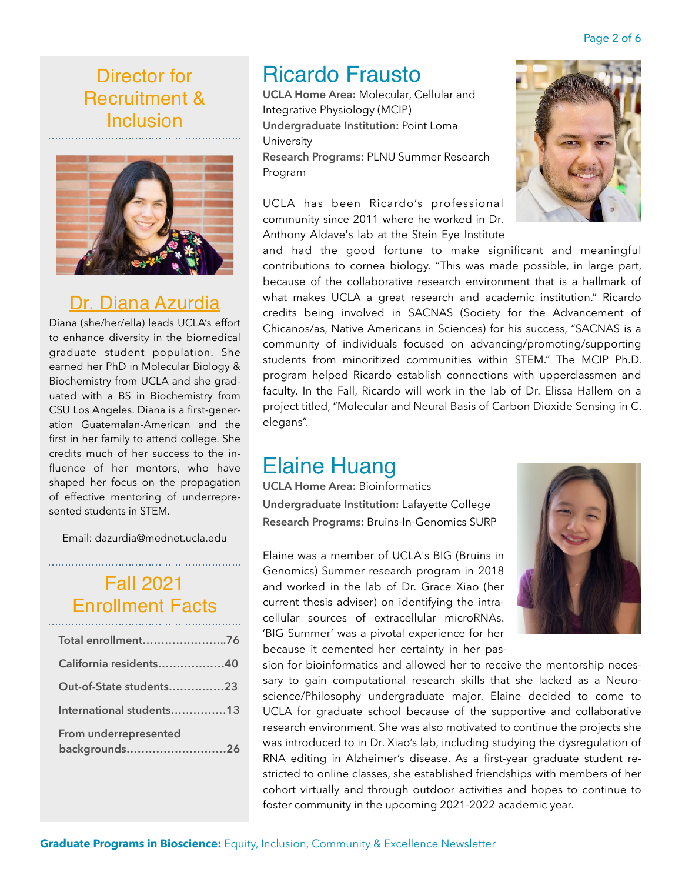## Director for Recruitment & Inclusion

### Dr. Diana Azurdia

Diana (she/her/ella) leads UCLA's effort to enhance diversity in the biomedical graduate student population. She earned her PhD in Molecular Biology & Biochemistry from UCLA and she graduated with a BS in Biochemistry from CSU Los Angeles. Diana is a first-generation Guatemalan-American and the first in her family to attend college. She credits much of her success to the influence of her mentors, who have shaped her focus on the propagation of effective mentoring of underrepresented students in STEM.

Email: dazurdia@mednet.ucla.edu

## Fall 2021 Enrollment Facts

| | |
|---|---|
| Total enrollment | 76 |
| California residents | 40 |
| Out-of-State students | 23 |
| International students | 13 |
| From underrepresented backgrounds | 26 |

## Ricardo Frausto

**UCLA Home Area:** Molecular, Cellular and Integrative Physiology (MCIP)
**Undergraduate Institution:** Point Loma University
**Research Programs:** PLNU Summer Research Program

UCLA has been Ricardo's professional community since 2011 where he worked in Dr. Anthony Aldave's lab at the Stein Eye Institute and had the good fortune to make significant and meaningful contributions to cornea biology. "This was made possible, in large part, because of the collaborative research environment that is a hallmark of what makes UCLA a great research and academic institution." Ricardo credits being involved in SACNAS (Society for the Advancement of Chicanos/as, Native Americans in Sciences) for his success, "SACNAS is a community of individuals focused on advancing/promoting/supporting students from minoritized communities within STEM." The MCIP Ph.D. program helped Ricardo establish connections with upperclassmen and faculty. In the Fall, Ricardo will work in the lab of Dr. Elissa Hallem on a project titled, "Molecular and Neural Basis of Carbon Dioxide Sensing in C. elegans".

## Elaine Huang

**UCLA Home Area:** Bioinformatics
**Undergraduate Institution:** Lafayette College
**Research Programs:** Bruins-In-Genomics SURP

Elaine was a member of UCLA's BIG (Bruins in Genomics) Summer research program in 2018 and worked in the lab of Dr. Grace Xiao (her current thesis adviser) on identifying the intracellular sources of extracellular microRNAs. 'BIG Summer' was a pivotal experience for her because it cemented her certainty in her passion for bioinformatics and allowed her to receive the mentorship necessary to gain computational research skills that she lacked as a Neuroscience/Philosophy undergraduate major. Elaine decided to come to UCLA for graduate school because of the supportive and collaborative research environment. She was also motivated to continue the projects she was introduced to in Dr. Xiao's lab, including studying the dysregulation of RNA editing in Alzheimer's disease. As a first-year graduate student restricted to online classes, she established friendships with members of her cohort virtually and through outdoor activities and hopes to continue to foster community in the upcoming 2021-2022 academic year.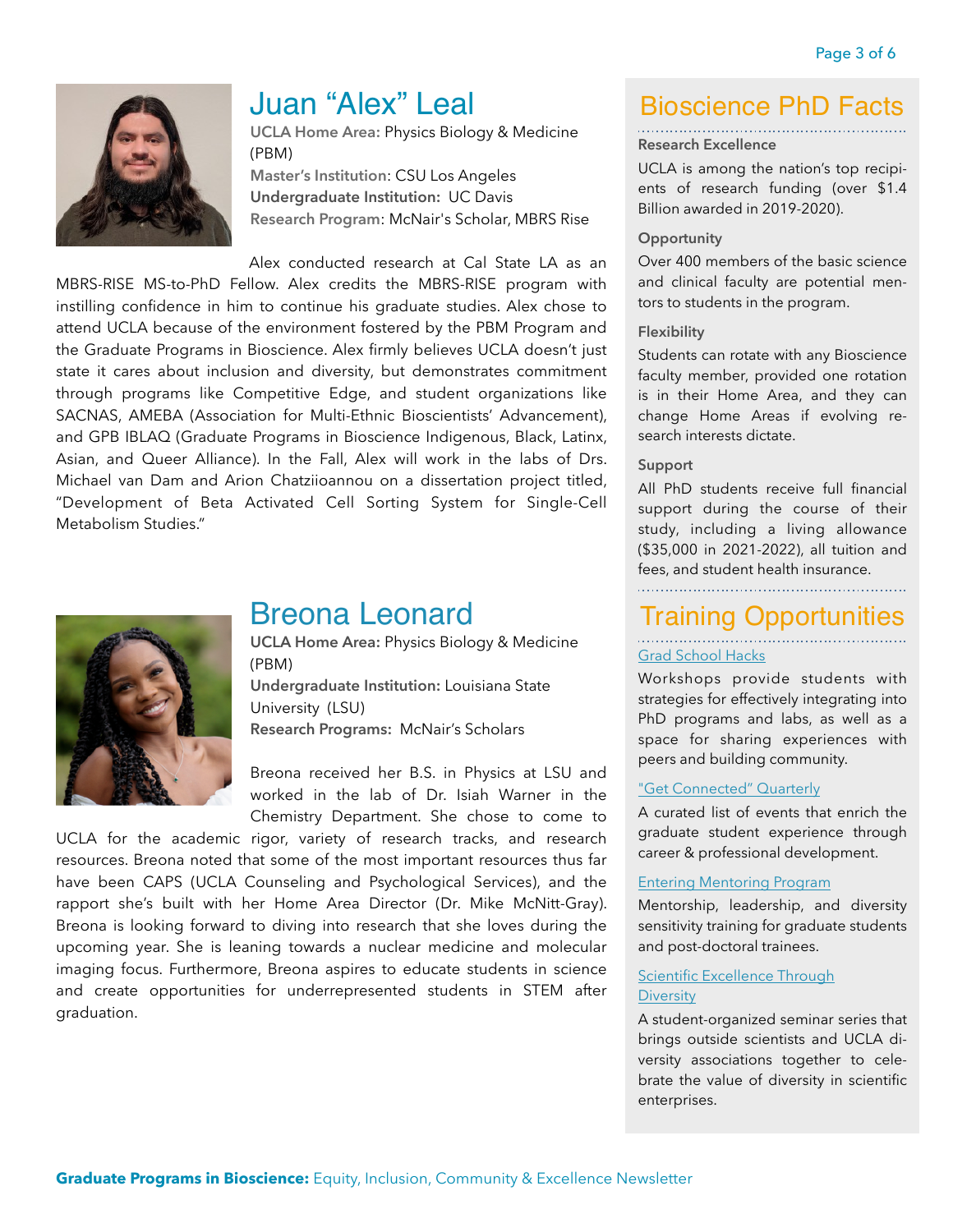## Juan "Alex" Leal

**UCLA Home Area:** Physics Biology & Medicine (PBM)
**Master's Institution:** CSU Los Angeles
**Undergraduate Institution:** UC Davis
**Research Program:** McNair's Scholar, MBRS Rise

Alex conducted research at Cal State LA as an MBRS-RISE MS-to-PhD Fellow. Alex credits the MBRS-RISE program with instilling confidence in him to continue his graduate studies. Alex chose to attend UCLA because of the environment fostered by the PBM Program and the Graduate Programs in Bioscience. Alex firmly believes UCLA doesn't just state it cares about inclusion and diversity, but demonstrates commitment through programs like Competitive Edge, and student organizations like SACNAS, AMEBA (Association for Multi-Ethnic Bioscientists' Advancement), and GPB IBLAQ (Graduate Programs in Bioscience Indigenous, Black, Latinx, Asian, and Queer Alliance). In the Fall, Alex will work in the labs of Drs. Michael van Dam and Arion Chatziioannou on a dissertation project titled, "Development of Beta Activated Cell Sorting System for Single-Cell Metabolism Studies."

## Breona Leonard

**UCLA Home Area:** Physics Biology & Medicine (PBM)
**Undergraduate Institution:** Louisiana State University (LSU)
**Research Programs:** McNair's Scholars

Breona received her B.S. in Physics at LSU and worked in the lab of Dr. Isiah Warner in the Chemistry Department. She chose to come to UCLA for the academic rigor, variety of research tracks, and research resources. Breona noted that some of the most important resources thus far have been CAPS (UCLA Counseling and Psychological Services), and the rapport she's built with her Home Area Director (Dr. Mike McNitt-Gray). Breona is looking forward to diving into research that she loves during the upcoming year. She is leaning towards a nuclear medicine and molecular imaging focus. Furthermore, Breona aspires to educate students in science and create opportunities for underrepresented students in STEM after graduation.

## Bioscience PhD Facts

**Research Excellence**

UCLA is among the nation's top recipients of research funding (over $1.4 Billion awarded in 2019-2020).

**Opportunity**

Over 400 members of the basic science and clinical faculty are potential mentors to students in the program.

**Flexibility**

Students can rotate with any Bioscience faculty member, provided one rotation is in their Home Area, and they can change Home Areas if evolving research interests dictate.

**Support**

All PhD students receive full financial support during the course of their study, including a living allowance ($35,000 in 2021-2022), all tuition and fees, and student health insurance.

## Training Opportunities

**Grad School Hacks**

Workshops provide students with strategies for effectively integrating into PhD programs and labs, as well as a space for sharing experiences with peers and building community.

**"Get Connected" Quarterly**

A curated list of events that enrich the graduate student experience through career & professional development.

**Entering Mentoring Program**

Mentorship, leadership, and diversity sensitivity training for graduate students and post-doctoral trainees.

**Scientific Excellence Through Diversity**

A student-organized seminar series that brings outside scientists and UCLA diversity associations together to celebrate the value of diversity in scientific enterprises.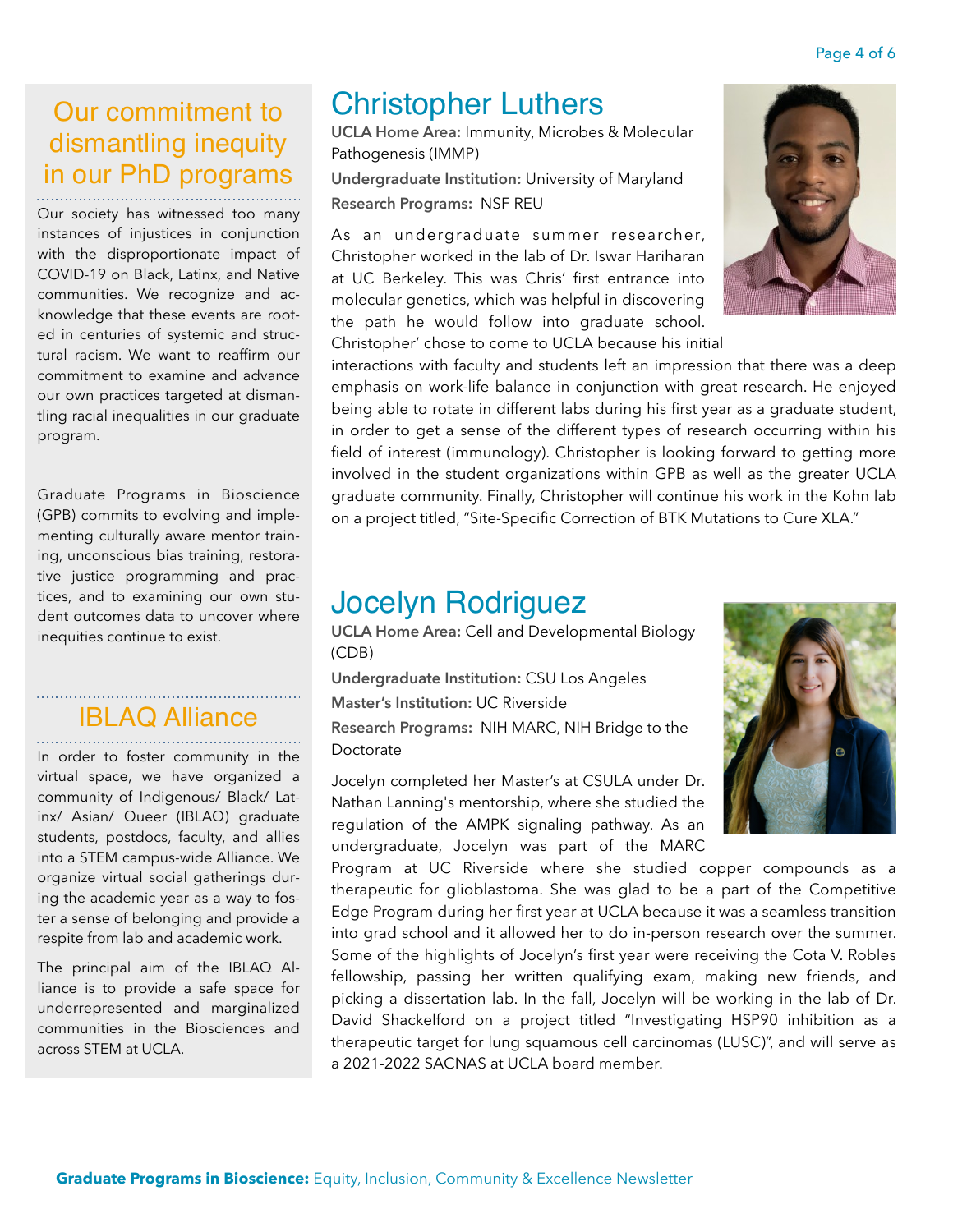## Our commitment to dismantling inequity in our PhD programs

Our society has witnessed too many instances of injustices in conjunction with the disproportionate impact of COVID-19 on Black, Latinx, and Native communities. We recognize and acknowledge that these events are rooted in centuries of systemic and structural racism. We want to reaffirm our commitment to examine and advance our own practices targeted at dismantling racial inequalities in our graduate program.

Graduate Programs in Bioscience (GPB) commits to evolving and implementing culturally aware mentor training, unconscious bias training, restorative justice programming and practices, and to examining our own student outcomes data to uncover where inequities continue to exist.

## IBLAQ Alliance

In order to foster community in the virtual space, we have organized a community of Indigenous/ Black/ Latinx/ Asian/ Queer (IBLAQ) graduate students, postdocs, faculty, and allies into a STEM campus-wide Alliance. We organize virtual social gatherings during the academic year as a way to foster a sense of belonging and provide a respite from lab and academic work.

The principal aim of the IBLAQ Alliance is to provide a safe space for underrepresented and marginalized communities in the Biosciences and across STEM at UCLA.

# Christopher Luthers

**UCLA Home Area:** Immunity, Microbes & Molecular Pathogenesis (IMMP)

**Undergraduate Institution:** University of Maryland

**Research Programs:** NSF REU

As an undergraduate summer researcher, Christopher worked in the lab of Dr. Iswar Hariharan at UC Berkeley. This was Chris' first entrance into molecular genetics, which was helpful in discovering the path he would follow into graduate school. Christopher' chose to come to UCLA because his initial interactions with faculty and students left an impression that there was a deep emphasis on work-life balance in conjunction with great research. He enjoyed being able to rotate in different labs during his first year as a graduate student, in order to get a sense of the different types of research occurring within his field of interest (immunology). Christopher is looking forward to getting more involved in the student organizations within GPB as well as the greater UCLA graduate community. Finally, Christopher will continue his work in the Kohn lab on a project titled, "Site-Specific Correction of BTK Mutations to Cure XLA."

# Jocelyn Rodriguez

**UCLA Home Area:** Cell and Developmental Biology (CDB)

**Undergraduate Institution:** CSU Los Angeles

**Master's Institution:** UC Riverside

**Research Programs:** NIH MARC, NIH Bridge to the Doctorate

Jocelyn completed her Master's at CSULA under Dr. Nathan Lanning's mentorship, where she studied the regulation of the AMPK signaling pathway. As an undergraduate, Jocelyn was part of the MARC Program at UC Riverside where she studied copper compounds as a therapeutic for glioblastoma. She was glad to be a part of the Competitive Edge Program during her first year at UCLA because it was a seamless transition into grad school and it allowed her to do in-person research over the summer. Some of the highlights of Jocelyn's first year were receiving the Cota V. Robles fellowship, passing her written qualifying exam, making new friends, and picking a dissertation lab. In the fall, Jocelyn will be working in the lab of Dr. David Shackelford on a project titled "Investigating HSP90 inhibition as a therapeutic target for lung squamous cell carcinomas (LUSC)", and will serve as a 2021-2022 SACNAS at UCLA board member.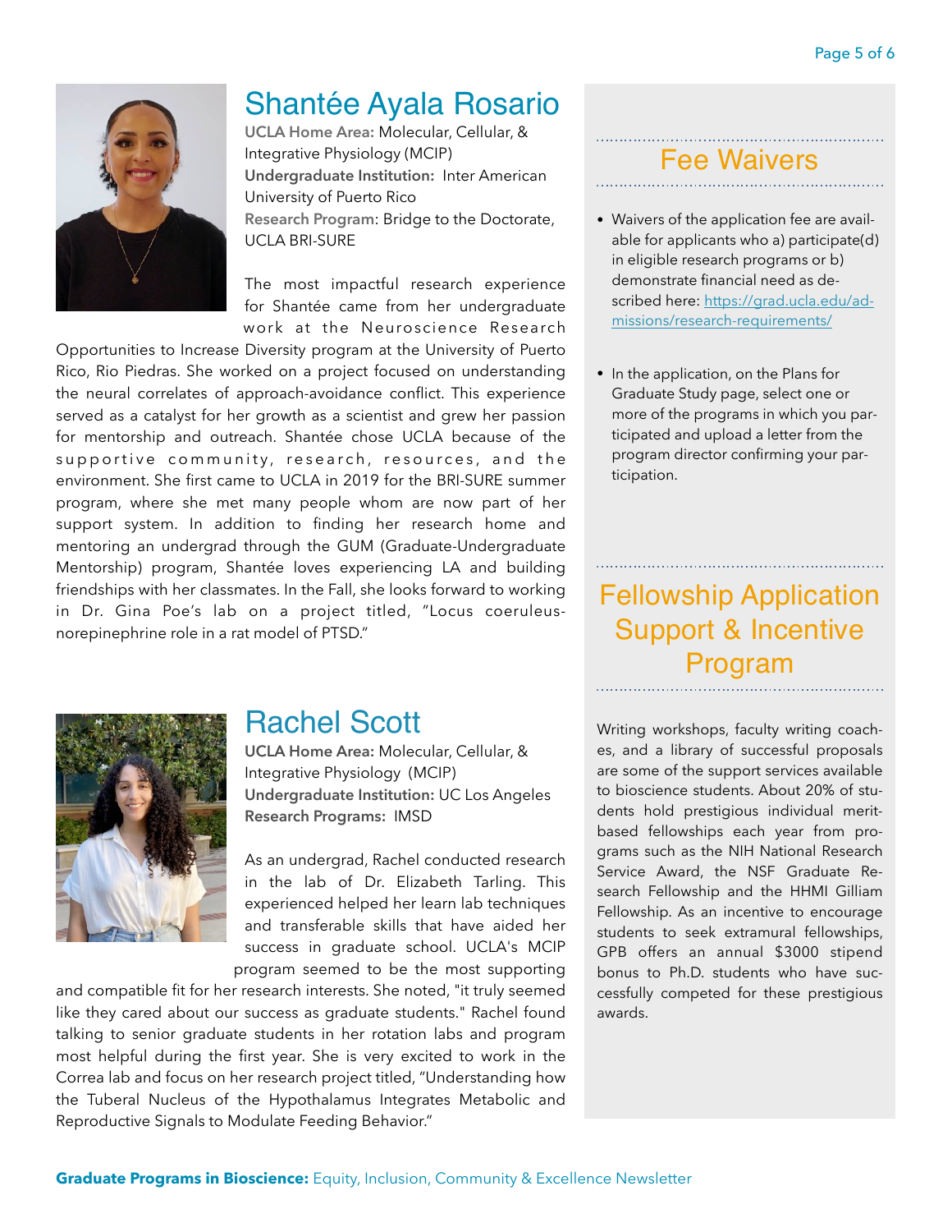## Shantée Ayala Rosario

**UCLA Home Area:** Molecular, Cellular, & Integrative Physiology (MCIP)
**Undergraduate Institution:** Inter American University of Puerto Rico
**Research Program**: Bridge to the Doctorate, UCLA BRI-SURE

The most impactful research experience for Shantée came from her undergraduate work at the Neuroscience Research Opportunities to Increase Diversity program at the University of Puerto Rico, Rio Piedras. She worked on a project focused on understanding the neural correlates of approach-avoidance conflict. This experience served as a catalyst for her growth as a scientist and grew her passion for mentorship and outreach. Shantée chose UCLA because of the supportive community, research, resources, and the environment. She first came to UCLA in 2019 for the BRI-SURE summer program, where she met many people whom are now part of her support system. In addition to finding her research home and mentoring an undergrad through the GUM (Graduate-Undergraduate Mentorship) program, Shantée loves experiencing LA and building friendships with her classmates. In the Fall, she looks forward to working in Dr. Gina Poe's lab on a project titled, "Locus coeruleus-norepinephrine role in a rat model of PTSD."

## Rachel Scott

**UCLA Home Area:** Molecular, Cellular, & Integrative Physiology (MCIP)
**Undergraduate Institution:** UC Los Angeles
**Research Programs:** IMSD

As an undergrad, Rachel conducted research in the lab of Dr. Elizabeth Tarling. This experienced helped her learn lab techniques and transferable skills that have aided her success in graduate school. UCLA's MCIP program seemed to be the most supporting and compatible fit for her research interests. She noted, "it truly seemed like they cared about our success as graduate students." Rachel found talking to senior graduate students in her rotation labs and program most helpful during the first year. She is very excited to work in the Correa lab and focus on her research project titled, "Understanding how the Tuberal Nucleus of the Hypothalamus Integrates Metabolic and Reproductive Signals to Modulate Feeding Behavior."

## Fee Waivers

- Waivers of the application fee are available for applicants who a) participate(d) in eligible research programs or b) demonstrate financial need as described here: https://grad.ucla.edu/admissions/research-requirements/
- In the application, on the Plans for Graduate Study page, select one or more of the programs in which you participated and upload a letter from the program director confirming your participation.

## Fellowship Application Support & Incentive Program

Writing workshops, faculty writing coaches, and a library of successful proposals are some of the support services available to bioscience students. About 20% of students hold prestigious individual merit-based fellowships each year from programs such as the NIH National Research Service Award, the NSF Graduate Research Fellowship and the HHMI Gilliam Fellowship. As an incentive to encourage students to seek extramural fellowships, GPB offers an annual $3000 stipend bonus to Ph.D. students who have successfully competed for these prestigious awards.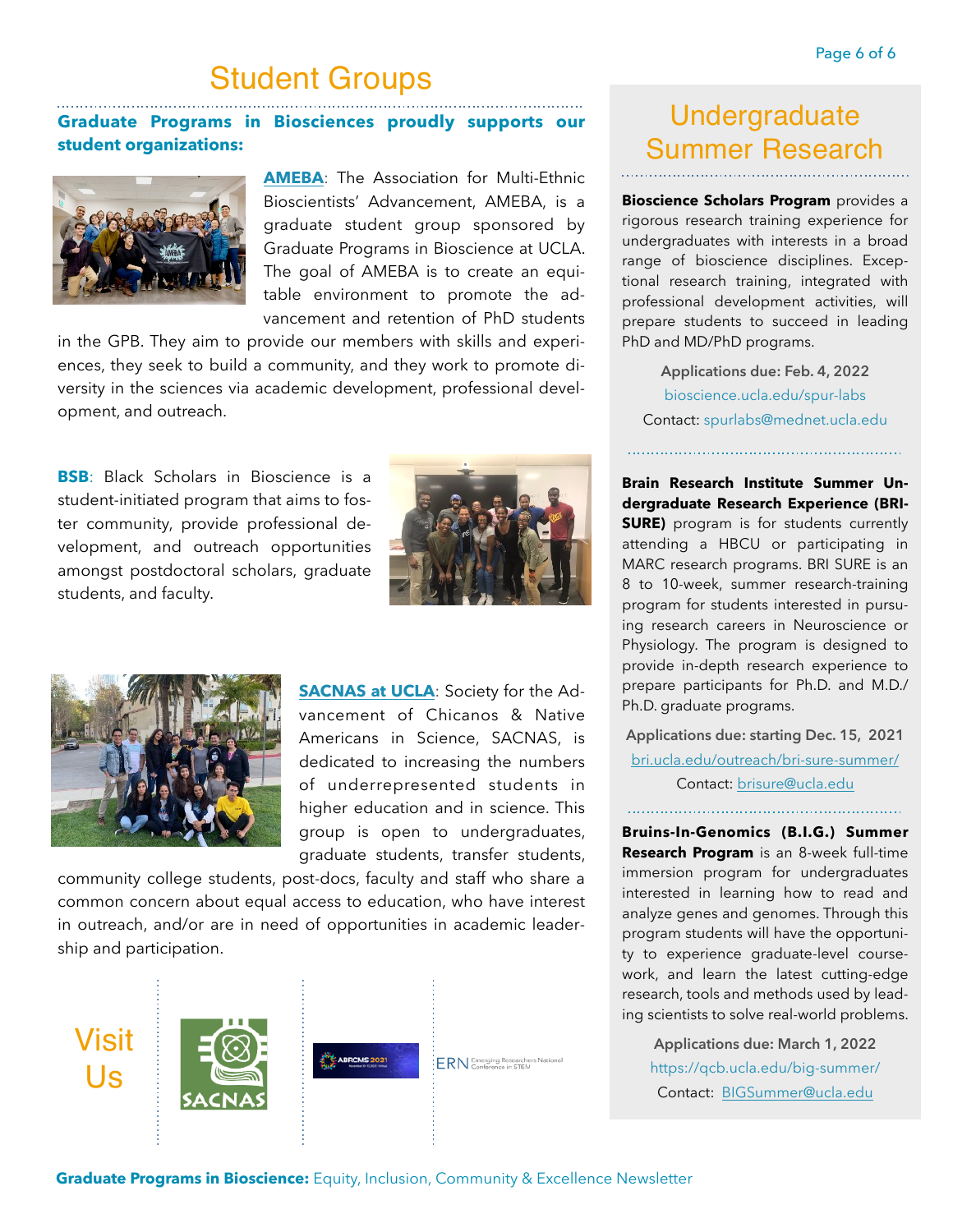# Student Groups

**Graduate Programs in Biosciences proudly supports our student organizations:**

**AMEBA**: The Association for Multi-Ethnic Bioscientists' Advancement, AMEBA, is a graduate student group sponsored by Graduate Programs in Bioscience at UCLA. The goal of AMEBA is to create an equitable environment to promote the advancement and retention of PhD students in the GPB. They aim to provide our members with skills and experiences, they seek to build a community, and they work to promote diversity in the sciences via academic development, professional development, and outreach.

**BSB**: Black Scholars in Bioscience is a student-initiated program that aims to foster community, provide professional development, and outreach opportunities amongst postdoctoral scholars, graduate students, and faculty.

**SACNAS at UCLA**: Society for the Advancement of Chicanos & Native Americans in Science, SACNAS, is dedicated to increasing the numbers of underrepresented students in higher education and in science. This group is open to undergraduates, graduate students, transfer students, community college students, post-docs, faculty and staff who share a common concern about equal access to education, who have interest in outreach, and/or are in need of opportunities in academic leadership and participation.

Visit Us

SACNAS

ABRCMS 2021

ERN Emerging Researchers National Conference in STEM

# Undergraduate Summer Research

**Bioscience Scholars Program** provides a rigorous research training experience for undergraduates with interests in a broad range of bioscience disciplines. Exceptional research training, integrated with professional development activities, will prepare students to succeed in leading PhD and MD/PhD programs.

**Applications due: Feb. 4, 2022**

bioscience.ucla.edu/spur-labs

Contact: spurlabs@mednet.ucla.edu

**Brain Research Institute Summer Undergraduate Research Experience (BRI-SURE)** program is for students currently attending a HBCU or participating in MARC research programs. BRI SURE is an 8 to 10-week, summer research-training program for students interested in pursuing research careers in Neuroscience or Physiology. The program is designed to provide in-depth research experience to prepare participants for Ph.D. and M.D./Ph.D. graduate programs.

**Applications due: starting Dec. 15, 2021**

bri.ucla.edu/outreach/bri-sure-summer/

Contact: brisure@ucla.edu

**Bruins-In-Genomics (B.I.G.) Summer Research Program** is an 8-week full-time immersion program for undergraduates interested in learning how to read and analyze genes and genomes. Through this program students will have the opportunity to experience graduate-level coursework, and learn the latest cutting-edge research, tools and methods used by leading scientists to solve real-world problems.

**Applications due: March 1, 2022**

https://qcb.ucla.edu/big-summer/

Contact: BIGSummer@ucla.edu

**Graduate Programs in Bioscience:** Equity, Inclusion, Community & Excellence Newsletter